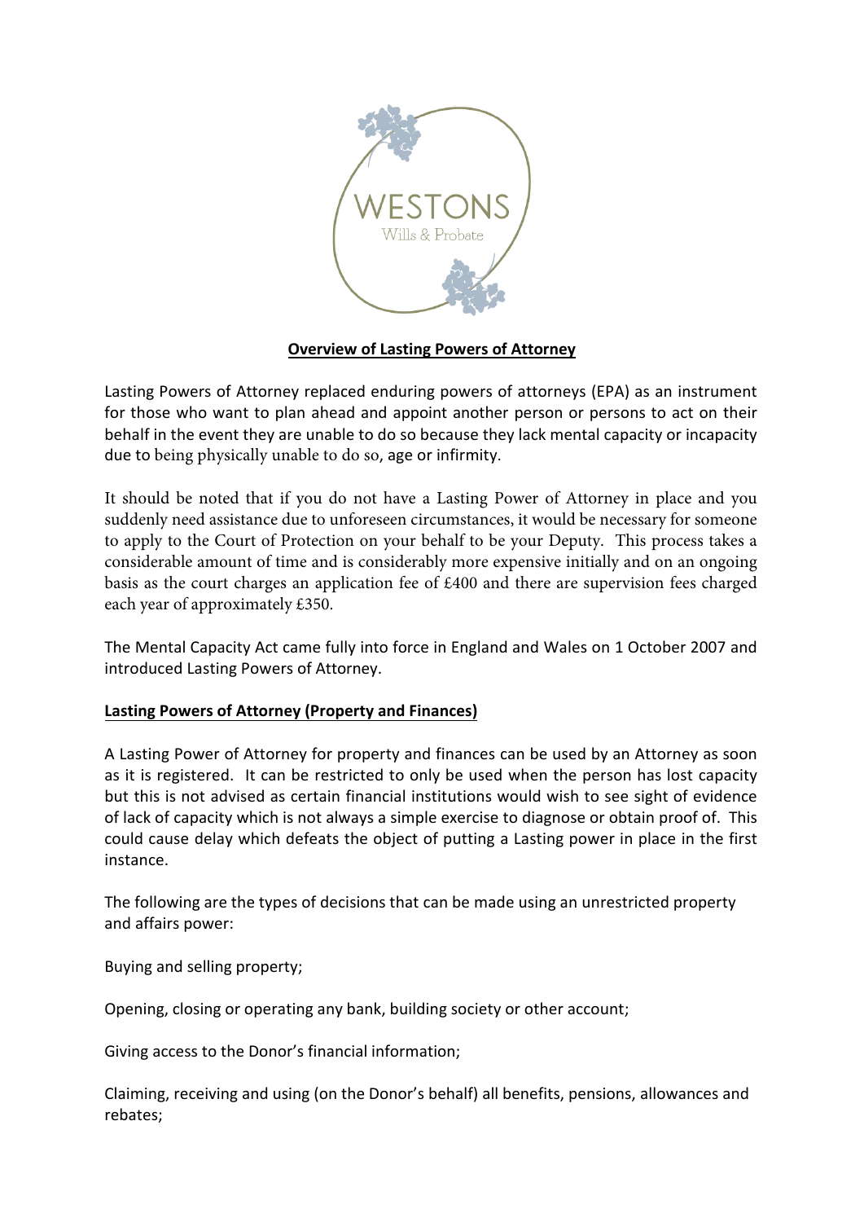WESTONS

Wills & Probate

**Overview of Lasting Powers of Attorney**

Lasting Powers of Attorney replaced enduring powers of attorneys (EPA) as an instrument for those who want to plan ahead and appoint another person or persons to act on their behalf in the event they are unable to do so because they lack mental capacity or incapacity due to being physically unable to do so, age or infirmity.

It should be noted that if you do not have a Lasting Power of Attorney in place and you suddenly need assistance due to unforeseen circumstances, it would be necessary for someone to apply to the Court of Protection on your behalf to be your Deputy. This process takes a considerable amount of time and is considerably more expensive initially and on an ongoing basis as the court charges an application fee of £400 and there are supervision fees charged each year of approximately £350.

The Mental Capacity Act came fully into force in England and Wales on 1 October 2007 and introduced Lasting Powers of Attorney.

**Lasting Powers of Attorney (Property and Finances)**

A Lasting Power of Attorney for property and finances can be used by an Attorney as soon as it is registered. It can be restricted to only be used when the person has lost capacity but this is not advised as certain financial institutions would wish to see sight of evidence of lack of capacity which is not always a simple exercise to diagnose or obtain proof of. This could cause delay which defeats the object of putting a Lasting power in place in the first instance.

The following are the types of decisions that can be made using an unrestricted property and affairs power:

Buying and selling property;

Opening, closing or operating any bank, building society or other account;

Giving access to the Donor's financial information;

Claiming, receiving and using (on the Donor's behalf) all benefits, pensions, allowances and rebates;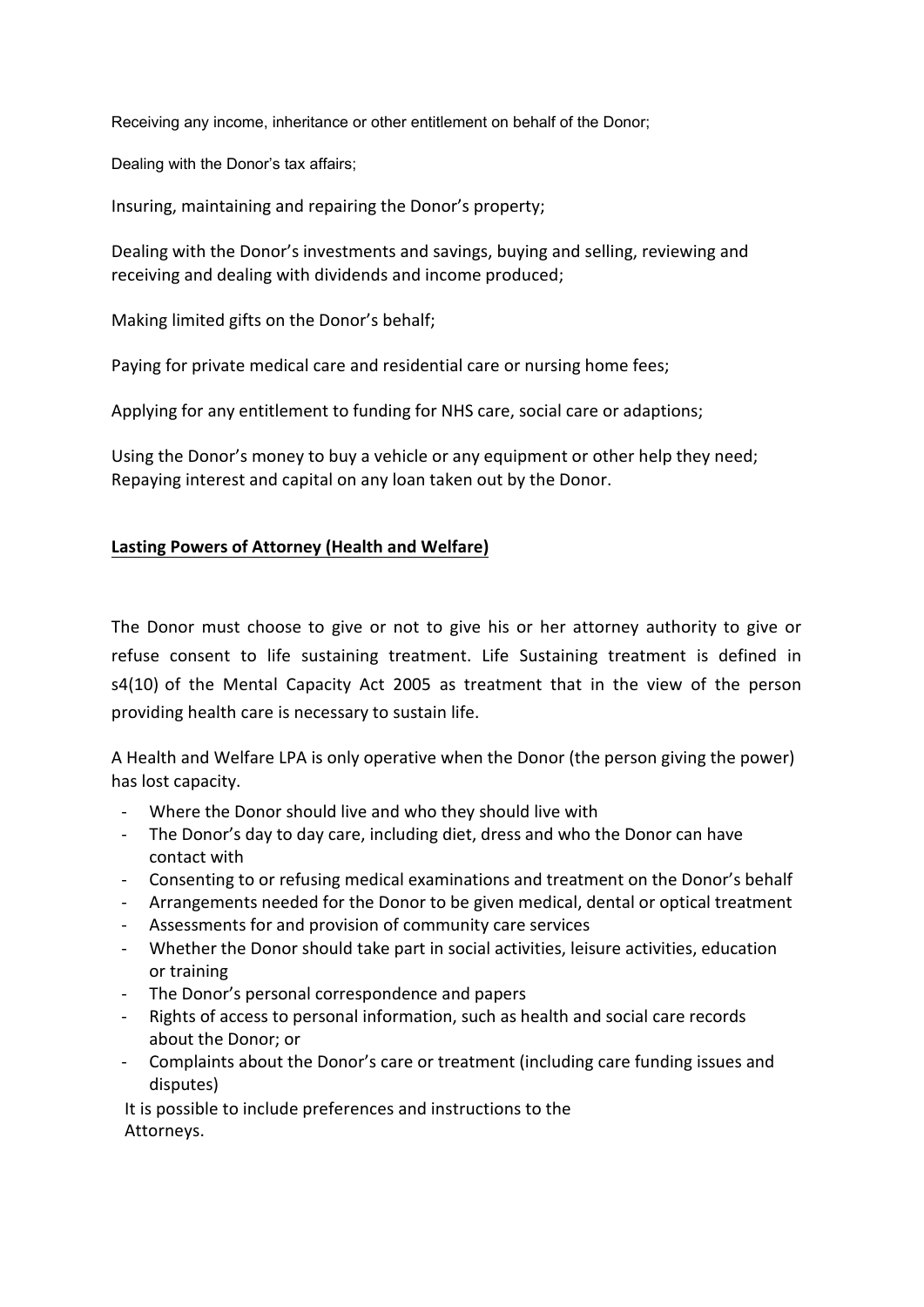Receiving any income, inheritance or other entitlement on behalf of the Donor;

Dealing with the Donor's tax affairs;

Insuring, maintaining and repairing the Donor's property;

Dealing with the Donor's investments and savings, buying and selling, reviewing and receiving and dealing with dividends and income produced;

Making limited gifts on the Donor's behalf;

Paying for private medical care and residential care or nursing home fees;

Applying for any entitlement to funding for NHS care, social care or adaptions;

Using the Donor's money to buy a vehicle or any equipment or other help they need;
Repaying interest and capital on any loan taken out by the Donor.

**<u>Lasting Powers of Attorney (Health and Welfare)</u>**

The Donor must choose to give or not to give his or her attorney authority to give or refuse consent to life sustaining treatment. Life Sustaining treatment is defined in s4(10) of the Mental Capacity Act 2005 as treatment that in the view of the person providing health care is necessary to sustain life.

A Health and Welfare LPA is only operative when the Donor (the person giving the power) has lost capacity.

- Where the Donor should live and who they should live with
- The Donor's day to day care, including diet, dress and who the Donor can have contact with
- Consenting to or refusing medical examinations and treatment on the Donor's behalf
- Arrangements needed for the Donor to be given medical, dental or optical treatment
- Assessments for and provision of community care services
- Whether the Donor should take part in social activities, leisure activities, education or training
- The Donor's personal correspondence and papers
- Rights of access to personal information, such as health and social care records about the Donor; or
- Complaints about the Donor's care or treatment (including care funding issues and disputes)

It is possible to include preferences and instructions to the Attorneys.